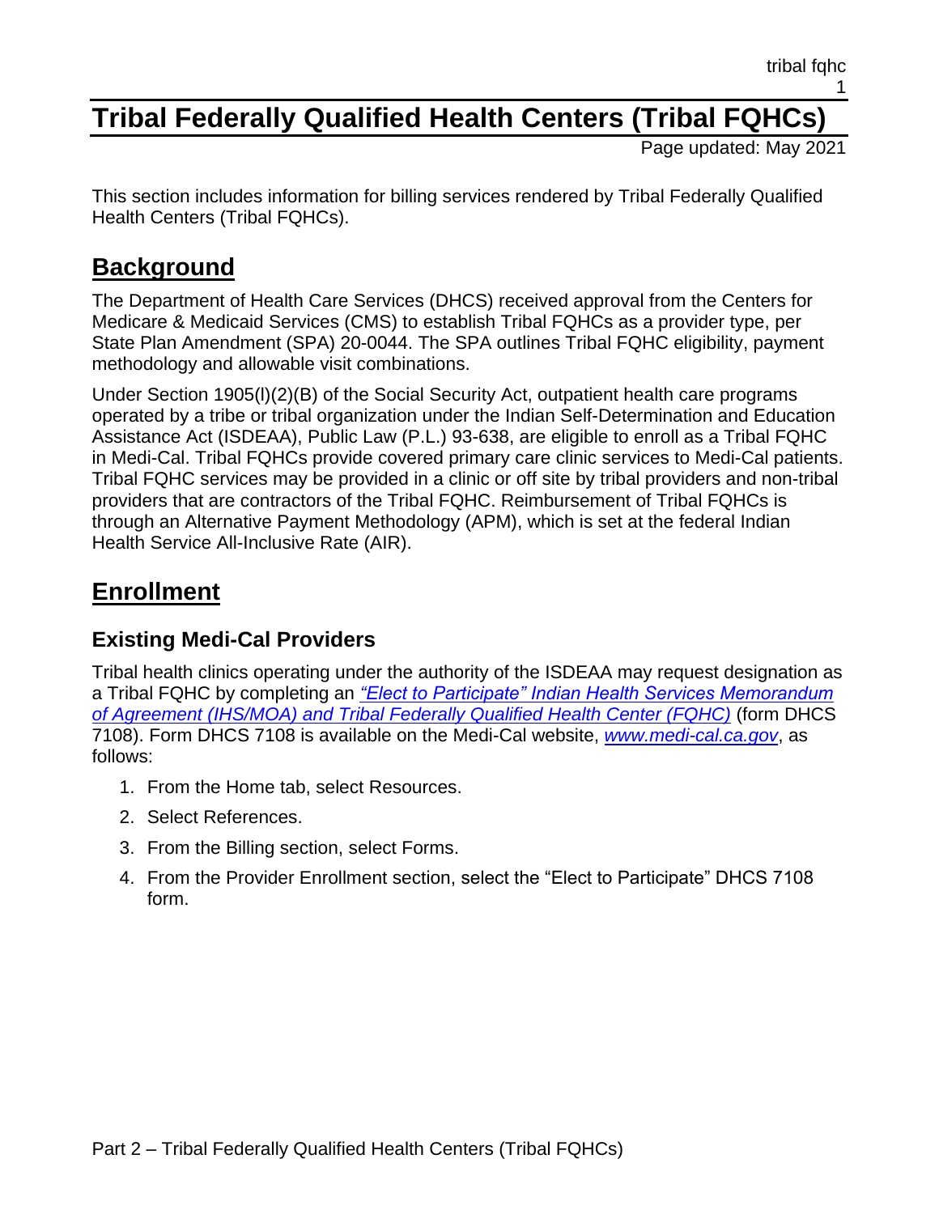# Tribal Federally Qualified Health Centers (Tribal FQHCs)

Page updated: May 2021

This section includes information for billing services rendered by Tribal Federally Qualified Health Centers (Tribal FQHCs).

## Background

The Department of Health Care Services (DHCS) received approval from the Centers for Medicare & Medicaid Services (CMS) to establish Tribal FQHCs as a provider type, per State Plan Amendment (SPA) 20-0044. The SPA outlines Tribal FQHC eligibility, payment methodology and allowable visit combinations.

Under Section 1905(l)(2)(B) of the Social Security Act, outpatient health care programs operated by a tribe or tribal organization under the Indian Self-Determination and Education Assistance Act (ISDEAA), Public Law (P.L.) 93-638, are eligible to enroll as a Tribal FQHC in Medi-Cal. Tribal FQHCs provide covered primary care clinic services to Medi-Cal patients. Tribal FQHC services may be provided in a clinic or off site by tribal providers and non-tribal providers that are contractors of the Tribal FQHC. Reimbursement of Tribal FQHCs is through an Alternative Payment Methodology (APM), which is set at the federal Indian Health Service All-Inclusive Rate (AIR).

## Enrollment

### Existing Medi-Cal Providers

Tribal health clinics operating under the authority of the ISDEAA may request designation as a Tribal FQHC by completing an *"Elect to Participate" Indian Health Services Memorandum of Agreement (IHS/MOA) and Tribal Federally Qualified Health Center (FQHC)* (form DHCS 7108). Form DHCS 7108 is available on the Medi-Cal website, *www.medi-cal.ca.gov*, as follows:

1. From the Home tab, select Resources.
2. Select References.
3. From the Billing section, select Forms.
4. From the Provider Enrollment section, select the "Elect to Participate" DHCS 7108 form.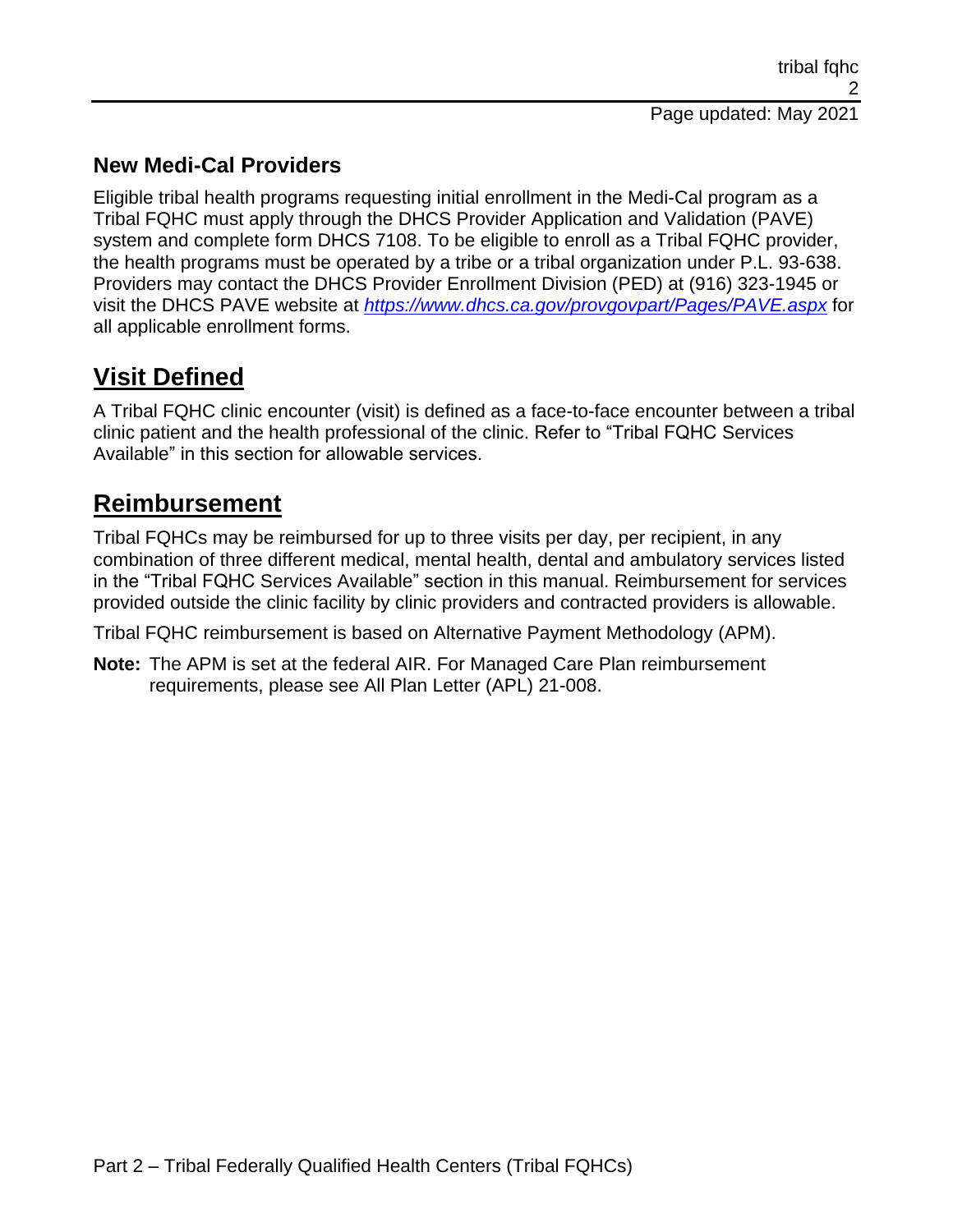### New Medi-Cal Providers

Eligible tribal health programs requesting initial enrollment in the Medi-Cal program as a Tribal FQHC must apply through the DHCS Provider Application and Validation (PAVE) system and complete form DHCS 7108. To be eligible to enroll as a Tribal FQHC provider, the health programs must be operated by a tribe or a tribal organization under P.L. 93-638. Providers may contact the DHCS Provider Enrollment Division (PED) at (916) 323-1945 or visit the DHCS PAVE website at *https://www.dhcs.ca.gov/provgovpart/Pages/PAVE.aspx* for all applicable enrollment forms.

## Visit Defined

A Tribal FQHC clinic encounter (visit) is defined as a face-to-face encounter between a tribal clinic patient and the health professional of the clinic. Refer to "Tribal FQHC Services Available" in this section for allowable services.

## Reimbursement

Tribal FQHCs may be reimbursed for up to three visits per day, per recipient, in any combination of three different medical, mental health, dental and ambulatory services listed in the "Tribal FQHC Services Available" section in this manual. Reimbursement for services provided outside the clinic facility by clinic providers and contracted providers is allowable.

Tribal FQHC reimbursement is based on Alternative Payment Methodology (APM).

**Note:** The APM is set at the federal AIR. For Managed Care Plan reimbursement requirements, please see All Plan Letter (APL) 21-008.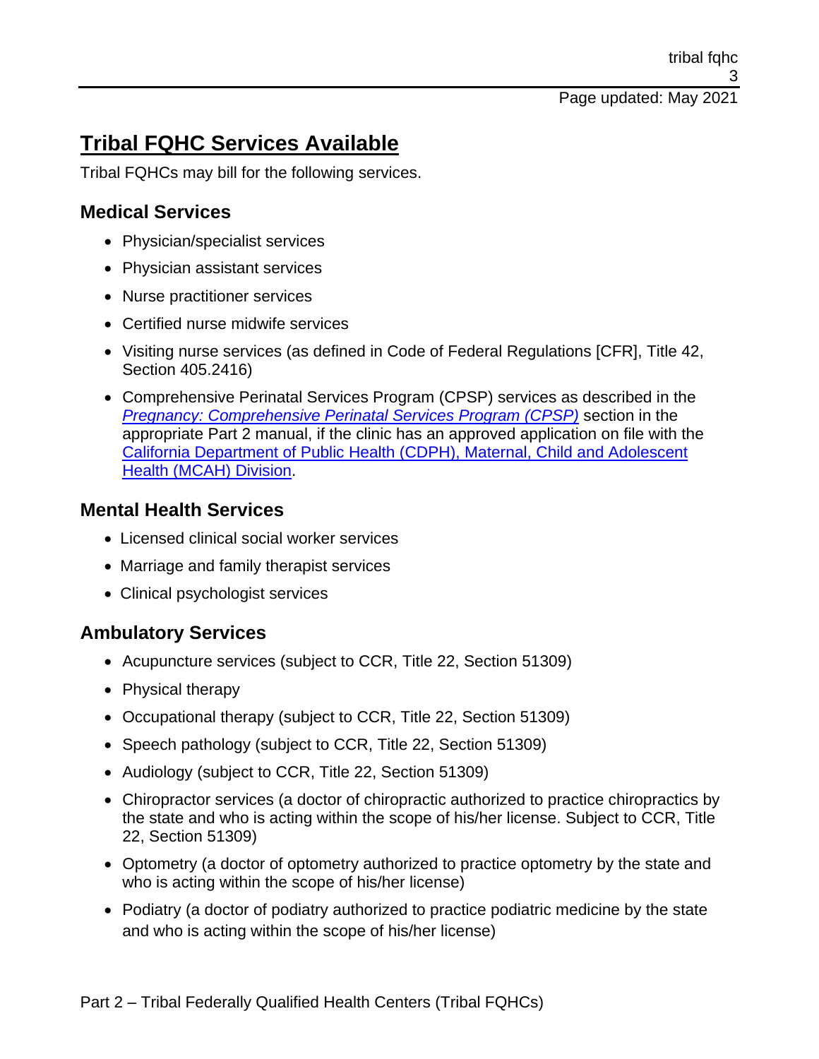# Tribal FQHC Services Available

Tribal FQHCs may bill for the following services.

## Medical Services

- Physician/specialist services
- Physician assistant services
- Nurse practitioner services
- Certified nurse midwife services
- Visiting nurse services (as defined in Code of Federal Regulations [CFR], Title 42, Section 405.2416)
- Comprehensive Perinatal Services Program (CPSP) services as described in the *Pregnancy: Comprehensive Perinatal Services Program (CPSP)* section in the appropriate Part 2 manual, if the clinic has an approved application on file with the California Department of Public Health (CDPH), Maternal, Child and Adolescent Health (MCAH) Division.

## Mental Health Services

- Licensed clinical social worker services
- Marriage and family therapist services
- Clinical psychologist services

## Ambulatory Services

- Acupuncture services (subject to CCR, Title 22, Section 51309)
- Physical therapy
- Occupational therapy (subject to CCR, Title 22, Section 51309)
- Speech pathology (subject to CCR, Title 22, Section 51309)
- Audiology (subject to CCR, Title 22, Section 51309)
- Chiropractor services (a doctor of chiropractic authorized to practice chiropractics by the state and who is acting within the scope of his/her license. Subject to CCR, Title 22, Section 51309)
- Optometry (a doctor of optometry authorized to practice optometry by the state and who is acting within the scope of his/her license)
- Podiatry (a doctor of podiatry authorized to practice podiatric medicine by the state and who is acting within the scope of his/her license)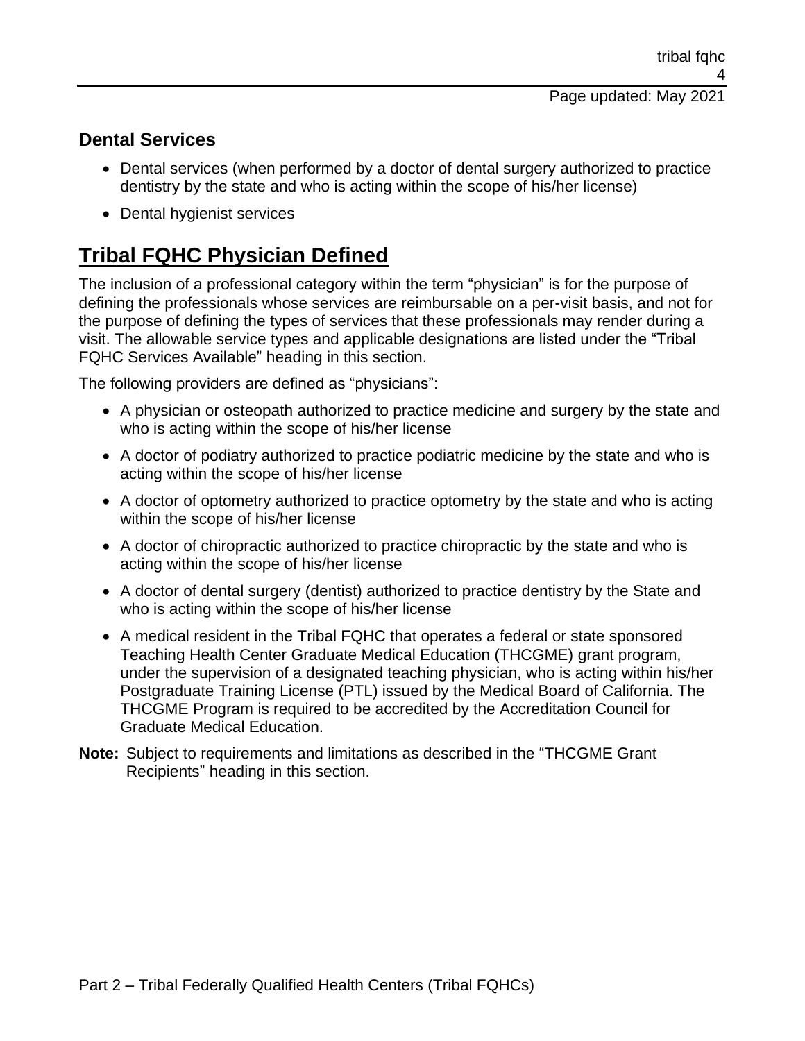### Dental Services

- Dental services (when performed by a doctor of dental surgery authorized to practice dentistry by the state and who is acting within the scope of his/her license)
- Dental hygienist services

## Tribal FQHC Physician Defined

The inclusion of a professional category within the term "physician" is for the purpose of defining the professionals whose services are reimbursable on a per-visit basis, and not for the purpose of defining the types of services that these professionals may render during a visit. The allowable service types and applicable designations are listed under the "Tribal FQHC Services Available" heading in this section.

The following providers are defined as "physicians":

- A physician or osteopath authorized to practice medicine and surgery by the state and who is acting within the scope of his/her license
- A doctor of podiatry authorized to practice podiatric medicine by the state and who is acting within the scope of his/her license
- A doctor of optometry authorized to practice optometry by the state and who is acting within the scope of his/her license
- A doctor of chiropractic authorized to practice chiropractic by the state and who is acting within the scope of his/her license
- A doctor of dental surgery (dentist) authorized to practice dentistry by the State and who is acting within the scope of his/her license
- A medical resident in the Tribal FQHC that operates a federal or state sponsored Teaching Health Center Graduate Medical Education (THCGME) grant program, under the supervision of a designated teaching physician, who is acting within his/her Postgraduate Training License (PTL) issued by the Medical Board of California. The THCGME Program is required to be accredited by the Accreditation Council for Graduate Medical Education.

**Note:** Subject to requirements and limitations as described in the "THCGME Grant Recipients" heading in this section.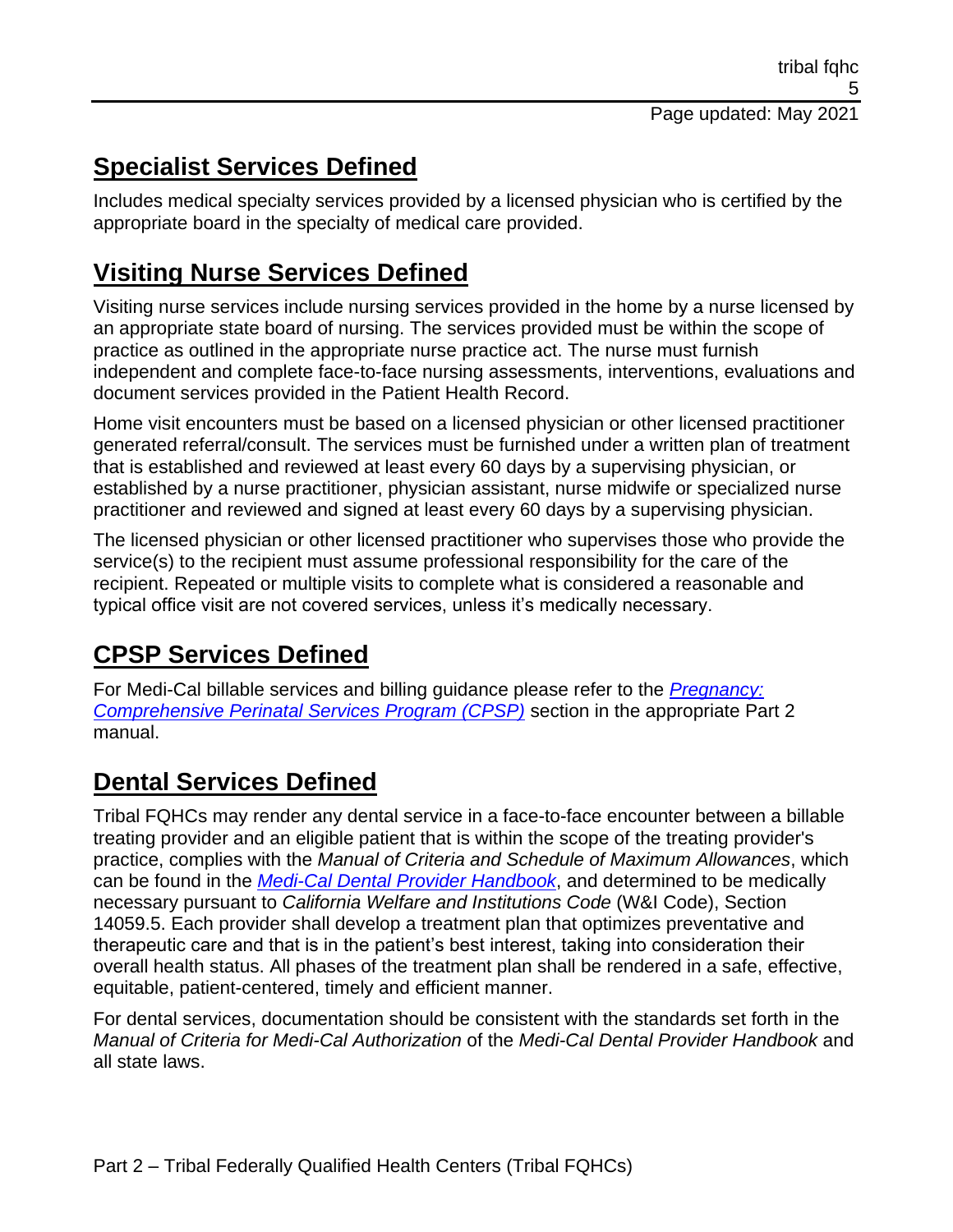## Specialist Services Defined

Includes medical specialty services provided by a licensed physician who is certified by the appropriate board in the specialty of medical care provided.

## Visiting Nurse Services Defined

Visiting nurse services include nursing services provided in the home by a nurse licensed by an appropriate state board of nursing. The services provided must be within the scope of practice as outlined in the appropriate nurse practice act. The nurse must furnish independent and complete face-to-face nursing assessments, interventions, evaluations and document services provided in the Patient Health Record.

Home visit encounters must be based on a licensed physician or other licensed practitioner generated referral/consult. The services must be furnished under a written plan of treatment that is established and reviewed at least every 60 days by a supervising physician, or established by a nurse practitioner, physician assistant, nurse midwife or specialized nurse practitioner and reviewed and signed at least every 60 days by a supervising physician.

The licensed physician or other licensed practitioner who supervises those who provide the service(s) to the recipient must assume professional responsibility for the care of the recipient. Repeated or multiple visits to complete what is considered a reasonable and typical office visit are not covered services, unless it's medically necessary.

## CPSP Services Defined

For Medi-Cal billable services and billing guidance please refer to the *Pregnancy: Comprehensive Perinatal Services Program (CPSP)* section in the appropriate Part 2 manual.

## Dental Services Defined

Tribal FQHCs may render any dental service in a face-to-face encounter between a billable treating provider and an eligible patient that is within the scope of the treating provider's practice, complies with the *Manual of Criteria and Schedule of Maximum Allowances*, which can be found in the *Medi-Cal Dental Provider Handbook*, and determined to be medically necessary pursuant to *California Welfare and Institutions Code* (W&I Code), Section 14059.5. Each provider shall develop a treatment plan that optimizes preventative and therapeutic care and that is in the patient's best interest, taking into consideration their overall health status. All phases of the treatment plan shall be rendered in a safe, effective, equitable, patient-centered, timely and efficient manner.

For dental services, documentation should be consistent with the standards set forth in the *Manual of Criteria for Medi-Cal Authorization* of the *Medi-Cal Dental Provider Handbook* and all state laws.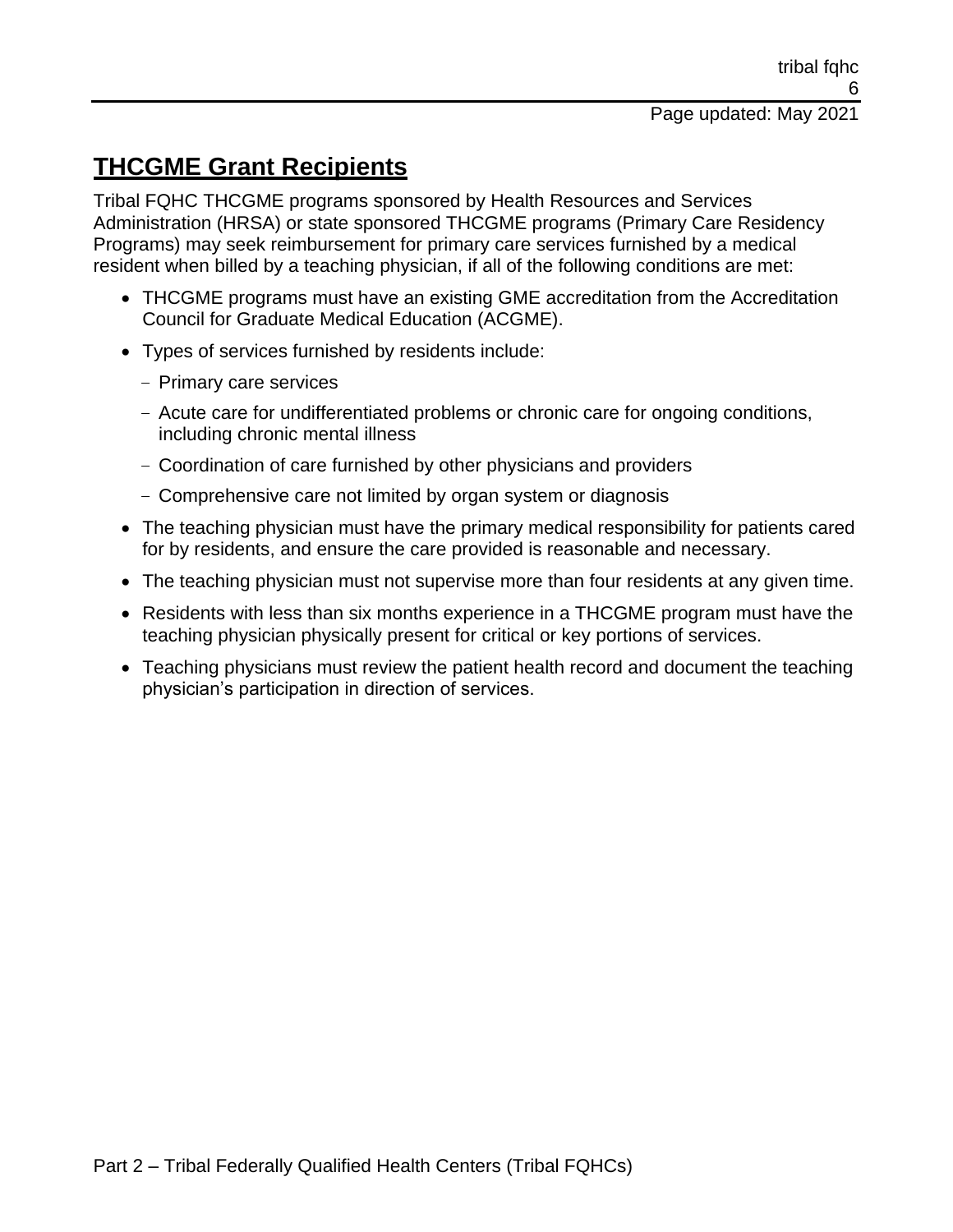## THCGME Grant Recipients

Tribal FQHC THCGME programs sponsored by Health Resources and Services Administration (HRSA) or state sponsored THCGME programs (Primary Care Residency Programs) may seek reimbursement for primary care services furnished by a medical resident when billed by a teaching physician, if all of the following conditions are met:

- THCGME programs must have an existing GME accreditation from the Accreditation Council for Graduate Medical Education (ACGME).
- Types of services furnished by residents include:
  - Primary care services
  - Acute care for undifferentiated problems or chronic care for ongoing conditions, including chronic mental illness
  - Coordination of care furnished by other physicians and providers
  - Comprehensive care not limited by organ system or diagnosis
- The teaching physician must have the primary medical responsibility for patients cared for by residents, and ensure the care provided is reasonable and necessary.
- The teaching physician must not supervise more than four residents at any given time.
- Residents with less than six months experience in a THCGME program must have the teaching physician physically present for critical or key portions of services.
- Teaching physicians must review the patient health record and document the teaching physician's participation in direction of services.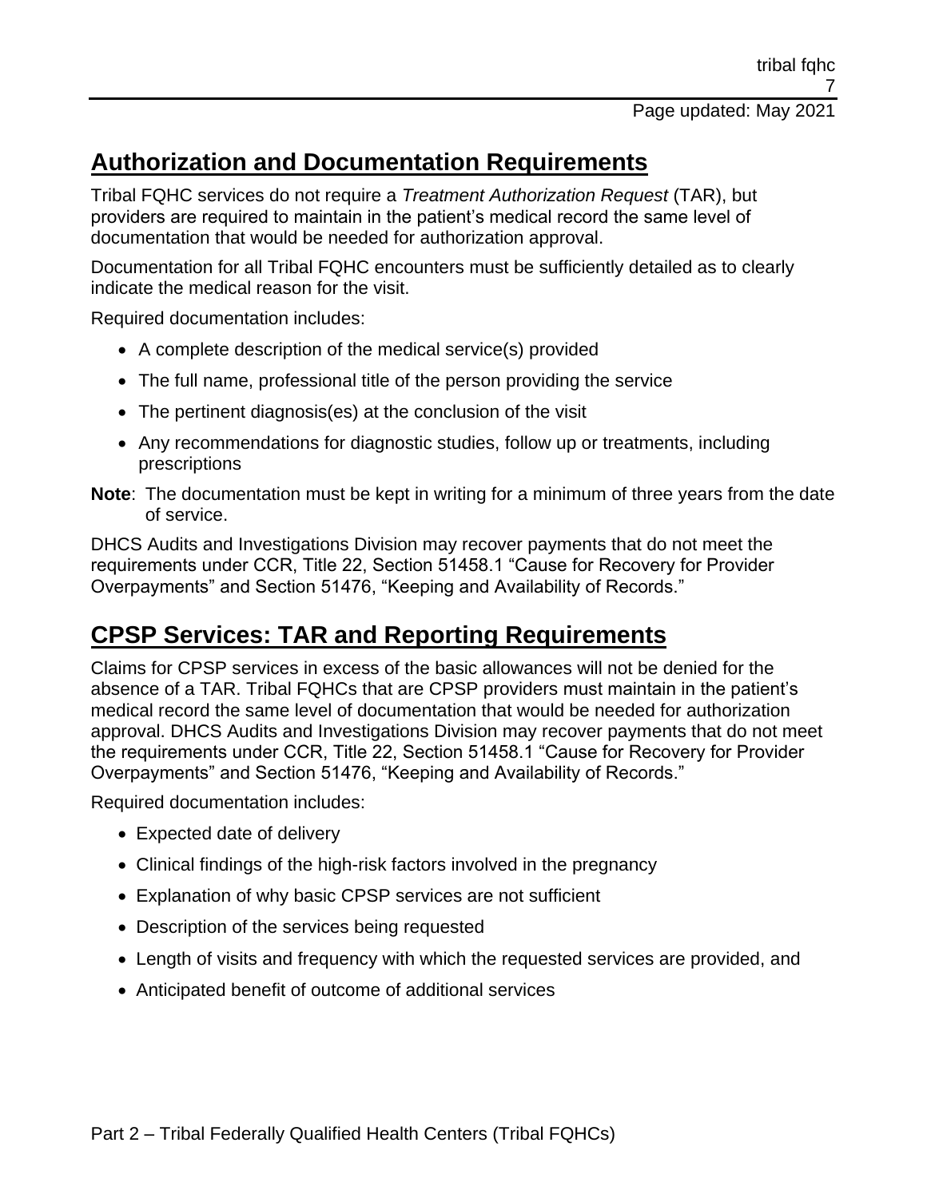## Authorization and Documentation Requirements

Tribal FQHC services do not require a *Treatment Authorization Request* (TAR), but providers are required to maintain in the patient's medical record the same level of documentation that would be needed for authorization approval.

Documentation for all Tribal FQHC encounters must be sufficiently detailed as to clearly indicate the medical reason for the visit.

Required documentation includes:

- A complete description of the medical service(s) provided
- The full name, professional title of the person providing the service
- The pertinent diagnosis(es) at the conclusion of the visit
- Any recommendations for diagnostic studies, follow up or treatments, including prescriptions

**Note**: The documentation must be kept in writing for a minimum of three years from the date of service.

DHCS Audits and Investigations Division may recover payments that do not meet the requirements under CCR, Title 22, Section 51458.1 "Cause for Recovery for Provider Overpayments" and Section 51476, "Keeping and Availability of Records."

## CPSP Services: TAR and Reporting Requirements

Claims for CPSP services in excess of the basic allowances will not be denied for the absence of a TAR. Tribal FQHCs that are CPSP providers must maintain in the patient's medical record the same level of documentation that would be needed for authorization approval. DHCS Audits and Investigations Division may recover payments that do not meet the requirements under CCR, Title 22, Section 51458.1 "Cause for Recovery for Provider Overpayments" and Section 51476, "Keeping and Availability of Records."

Required documentation includes:

- Expected date of delivery
- Clinical findings of the high-risk factors involved in the pregnancy
- Explanation of why basic CPSP services are not sufficient
- Description of the services being requested
- Length of visits and frequency with which the requested services are provided, and
- Anticipated benefit of outcome of additional services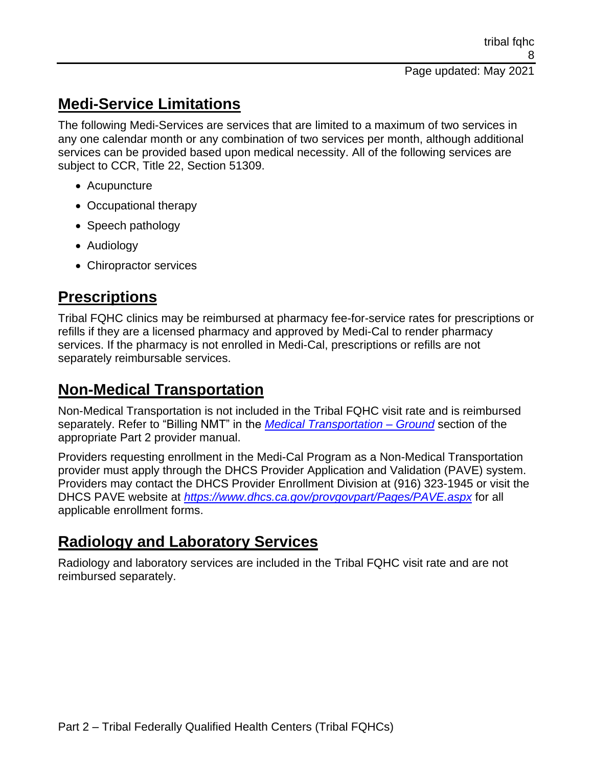## Medi-Service Limitations

The following Medi-Services are services that are limited to a maximum of two services in any one calendar month or any combination of two services per month, although additional services can be provided based upon medical necessity. All of the following services are subject to CCR, Title 22, Section 51309.

- Acupuncture
- Occupational therapy
- Speech pathology
- Audiology
- Chiropractor services

## Prescriptions

Tribal FQHC clinics may be reimbursed at pharmacy fee-for-service rates for prescriptions or refills if they are a licensed pharmacy and approved by Medi-Cal to render pharmacy services. If the pharmacy is not enrolled in Medi-Cal, prescriptions or refills are not separately reimbursable services.

## Non-Medical Transportation

Non-Medical Transportation is not included in the Tribal FQHC visit rate and is reimbursed separately. Refer to "Billing NMT" in the *Medical Transportation – Ground* section of the appropriate Part 2 provider manual.

Providers requesting enrollment in the Medi-Cal Program as a Non-Medical Transportation provider must apply through the DHCS Provider Application and Validation (PAVE) system. Providers may contact the DHCS Provider Enrollment Division at (916) 323-1945 or visit the DHCS PAVE website at *https://www.dhcs.ca.gov/provgovpart/Pages/PAVE.aspx* for all applicable enrollment forms.

## Radiology and Laboratory Services

Radiology and laboratory services are included in the Tribal FQHC visit rate and are not reimbursed separately.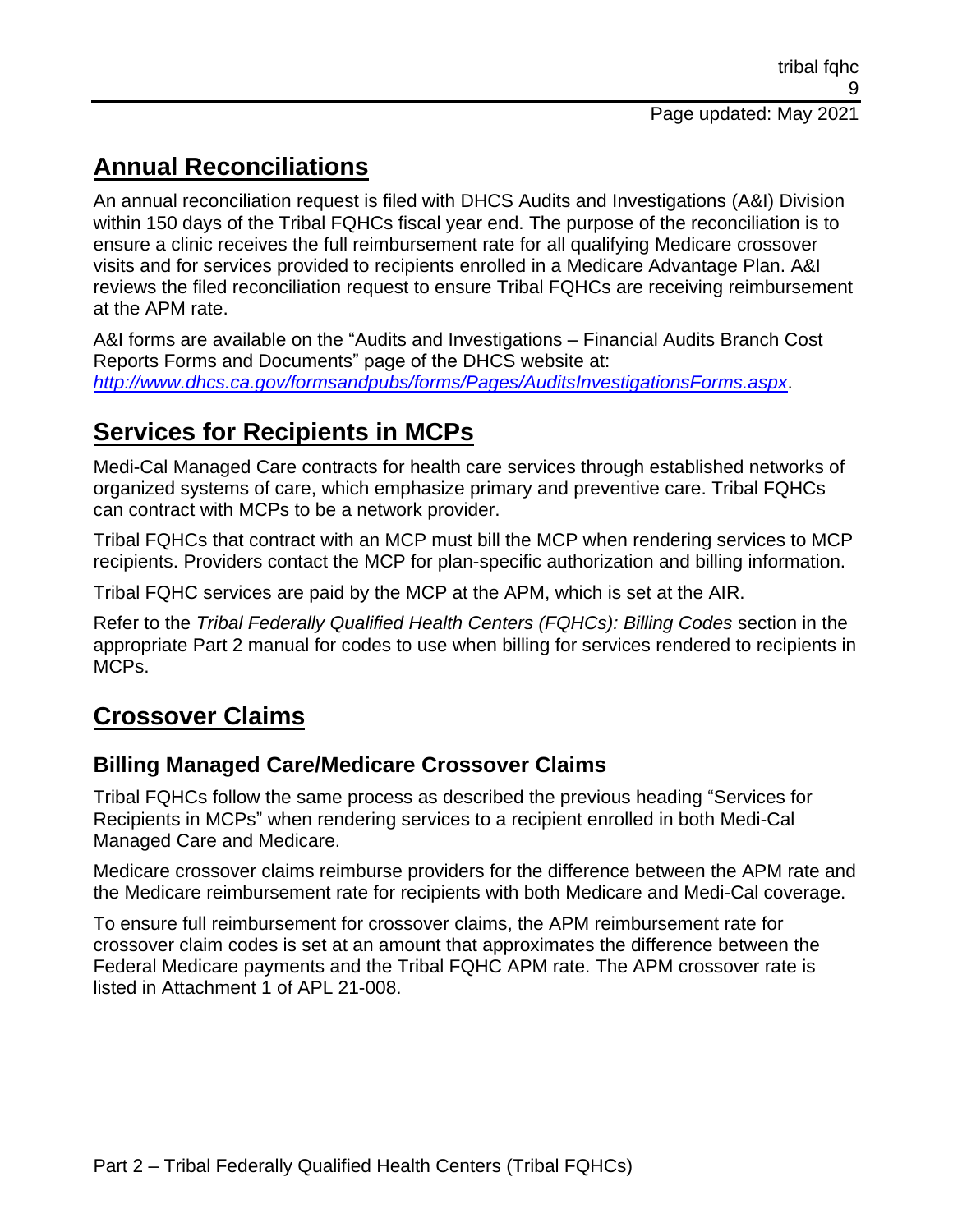## Annual Reconciliations

An annual reconciliation request is filed with DHCS Audits and Investigations (A&I) Division within 150 days of the Tribal FQHCs fiscal year end. The purpose of the reconciliation is to ensure a clinic receives the full reimbursement rate for all qualifying Medicare crossover visits and for services provided to recipients enrolled in a Medicare Advantage Plan. A&I reviews the filed reconciliation request to ensure Tribal FQHCs are receiving reimbursement at the APM rate.

A&I forms are available on the "Audits and Investigations – Financial Audits Branch Cost Reports Forms and Documents" page of the DHCS website at: *http://www.dhcs.ca.gov/formsandpubs/forms/Pages/AuditsInvestigationsForms.aspx*.

## Services for Recipients in MCPs

Medi-Cal Managed Care contracts for health care services through established networks of organized systems of care, which emphasize primary and preventive care. Tribal FQHCs can contract with MCPs to be a network provider.

Tribal FQHCs that contract with an MCP must bill the MCP when rendering services to MCP recipients. Providers contact the MCP for plan-specific authorization and billing information.

Tribal FQHC services are paid by the MCP at the APM, which is set at the AIR.

Refer to the *Tribal Federally Qualified Health Centers (FQHCs): Billing Codes* section in the appropriate Part 2 manual for codes to use when billing for services rendered to recipients in MCPs.

## Crossover Claims

### Billing Managed Care/Medicare Crossover Claims

Tribal FQHCs follow the same process as described the previous heading "Services for Recipients in MCPs" when rendering services to a recipient enrolled in both Medi-Cal Managed Care and Medicare.

Medicare crossover claims reimburse providers for the difference between the APM rate and the Medicare reimbursement rate for recipients with both Medicare and Medi-Cal coverage.

To ensure full reimbursement for crossover claims, the APM reimbursement rate for crossover claim codes is set at an amount that approximates the difference between the Federal Medicare payments and the Tribal FQHC APM rate. The APM crossover rate is listed in Attachment 1 of APL 21-008.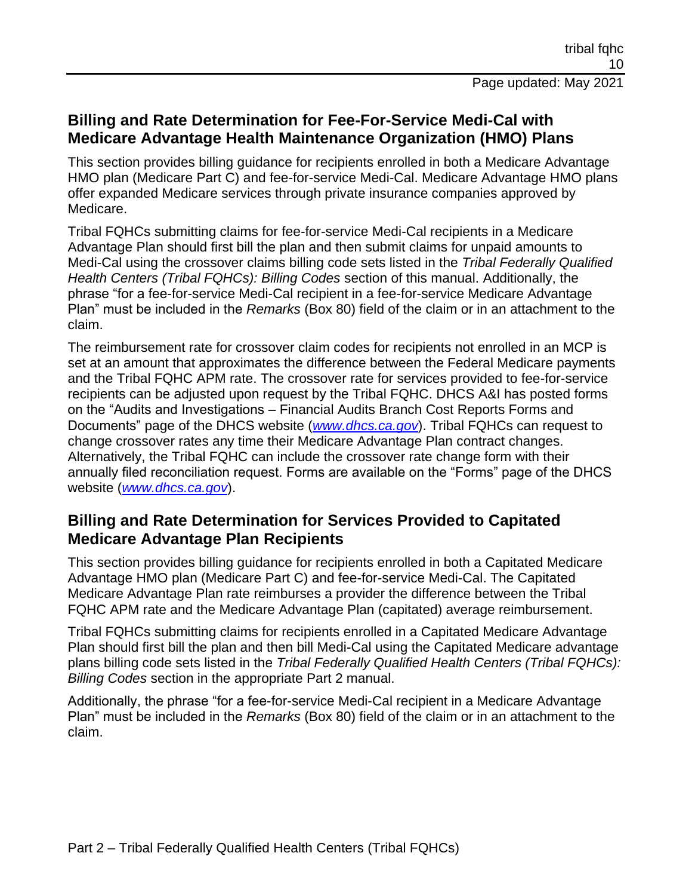## Billing and Rate Determination for Fee-For-Service Medi-Cal with Medicare Advantage Health Maintenance Organization (HMO) Plans

This section provides billing guidance for recipients enrolled in both a Medicare Advantage HMO plan (Medicare Part C) and fee-for-service Medi-Cal. Medicare Advantage HMO plans offer expanded Medicare services through private insurance companies approved by Medicare.

Tribal FQHCs submitting claims for fee-for-service Medi-Cal recipients in a Medicare Advantage Plan should first bill the plan and then submit claims for unpaid amounts to Medi-Cal using the crossover claims billing code sets listed in the *Tribal Federally Qualified Health Centers (Tribal FQHCs): Billing Codes* section of this manual. Additionally, the phrase "for a fee-for-service Medi-Cal recipient in a fee-for-service Medicare Advantage Plan" must be included in the *Remarks* (Box 80) field of the claim or in an attachment to the claim.

The reimbursement rate for crossover claim codes for recipients not enrolled in an MCP is set at an amount that approximates the difference between the Federal Medicare payments and the Tribal FQHC APM rate. The crossover rate for services provided to fee-for-service recipients can be adjusted upon request by the Tribal FQHC. DHCS A&I has posted forms on the "Audits and Investigations – Financial Audits Branch Cost Reports Forms and Documents" page of the DHCS website (*www.dhcs.ca.gov*). Tribal FQHCs can request to change crossover rates any time their Medicare Advantage Plan contract changes. Alternatively, the Tribal FQHC can include the crossover rate change form with their annually filed reconciliation request. Forms are available on the "Forms" page of the DHCS website (*www.dhcs.ca.gov*).

## Billing and Rate Determination for Services Provided to Capitated Medicare Advantage Plan Recipients

This section provides billing guidance for recipients enrolled in both a Capitated Medicare Advantage HMO plan (Medicare Part C) and fee-for-service Medi-Cal. The Capitated Medicare Advantage Plan rate reimburses a provider the difference between the Tribal FQHC APM rate and the Medicare Advantage Plan (capitated) average reimbursement.

Tribal FQHCs submitting claims for recipients enrolled in a Capitated Medicare Advantage Plan should first bill the plan and then bill Medi-Cal using the Capitated Medicare advantage plans billing code sets listed in the *Tribal Federally Qualified Health Centers (Tribal FQHCs): Billing Codes* section in the appropriate Part 2 manual.

Additionally, the phrase "for a fee-for-service Medi-Cal recipient in a Medicare Advantage Plan" must be included in the *Remarks* (Box 80) field of the claim or in an attachment to the claim.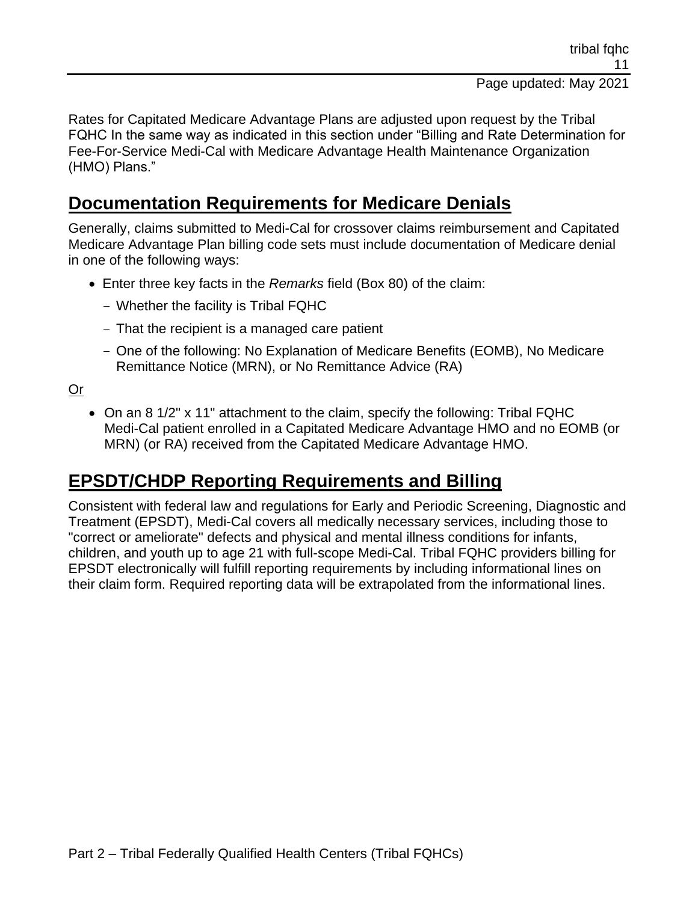Rates for Capitated Medicare Advantage Plans are adjusted upon request by the Tribal FQHC In the same way as indicated in this section under "Billing and Rate Determination for Fee-For-Service Medi-Cal with Medicare Advantage Health Maintenance Organization (HMO) Plans."

## Documentation Requirements for Medicare Denials

Generally, claims submitted to Medi-Cal for crossover claims reimbursement and Capitated Medicare Advantage Plan billing code sets must include documentation of Medicare denial in one of the following ways:

- Enter three key facts in the *Remarks* field (Box 80) of the claim:
  - Whether the facility is Tribal FQHC
  - That the recipient is a managed care patient
  - One of the following: No Explanation of Medicare Benefits (EOMB), No Medicare Remittance Notice (MRN), or No Remittance Advice (RA)

Or

- On an 8 1/2" x 11" attachment to the claim, specify the following: Tribal FQHC Medi-Cal patient enrolled in a Capitated Medicare Advantage HMO and no EOMB (or MRN) (or RA) received from the Capitated Medicare Advantage HMO.

## EPSDT/CHDP Reporting Requirements and Billing

Consistent with federal law and regulations for Early and Periodic Screening, Diagnostic and Treatment (EPSDT), Medi-Cal covers all medically necessary services, including those to "correct or ameliorate" defects and physical and mental illness conditions for infants, children, and youth up to age 21 with full-scope Medi-Cal. Tribal FQHC providers billing for EPSDT electronically will fulfill reporting requirements by including informational lines on their claim form. Required reporting data will be extrapolated from the informational lines.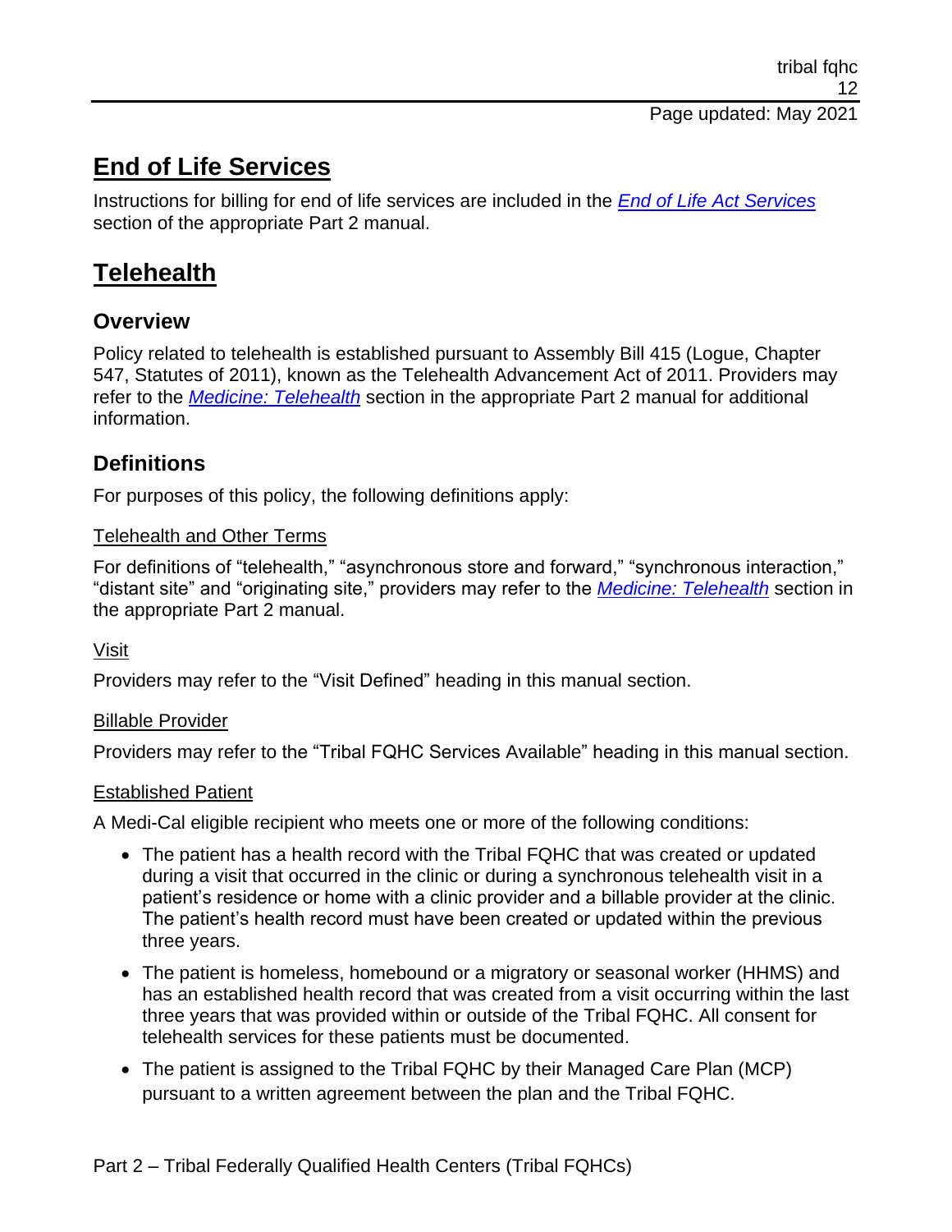## End of Life Services

Instructions for billing for end of life services are included in the *End of Life Act Services* section of the appropriate Part 2 manual.

## Telehealth

### Overview

Policy related to telehealth is established pursuant to Assembly Bill 415 (Logue, Chapter 547, Statutes of 2011), known as the Telehealth Advancement Act of 2011. Providers may refer to the *Medicine: Telehealth* section in the appropriate Part 2 manual for additional information.

### Definitions

For purposes of this policy, the following definitions apply:

#### Telehealth and Other Terms

For definitions of "telehealth," "asynchronous store and forward," "synchronous interaction," "distant site" and "originating site," providers may refer to the *Medicine: Telehealth* section in the appropriate Part 2 manual.

#### Visit

Providers may refer to the "Visit Defined" heading in this manual section.

#### Billable Provider

Providers may refer to the "Tribal FQHC Services Available" heading in this manual section.

#### Established Patient

A Medi-Cal eligible recipient who meets one or more of the following conditions:

- The patient has a health record with the Tribal FQHC that was created or updated during a visit that occurred in the clinic or during a synchronous telehealth visit in a patient's residence or home with a clinic provider and a billable provider at the clinic. The patient's health record must have been created or updated within the previous three years.
- The patient is homeless, homebound or a migratory or seasonal worker (HHMS) and has an established health record that was created from a visit occurring within the last three years that was provided within or outside of the Tribal FQHC. All consent for telehealth services for these patients must be documented.
- The patient is assigned to the Tribal FQHC by their Managed Care Plan (MCP) pursuant to a written agreement between the plan and the Tribal FQHC.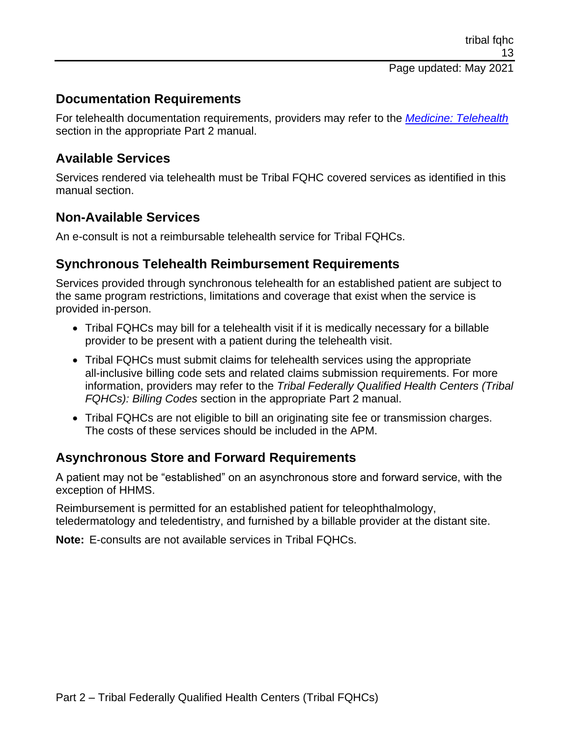## Documentation Requirements

For telehealth documentation requirements, providers may refer to the *Medicine: Telehealth* section in the appropriate Part 2 manual.

## Available Services

Services rendered via telehealth must be Tribal FQHC covered services as identified in this manual section.

## Non-Available Services

An e-consult is not a reimbursable telehealth service for Tribal FQHCs.

## Synchronous Telehealth Reimbursement Requirements

Services provided through synchronous telehealth for an established patient are subject to the same program restrictions, limitations and coverage that exist when the service is provided in-person.

- Tribal FQHCs may bill for a telehealth visit if it is medically necessary for a billable provider to be present with a patient during the telehealth visit.
- Tribal FQHCs must submit claims for telehealth services using the appropriate all-inclusive billing code sets and related claims submission requirements. For more information, providers may refer to the *Tribal Federally Qualified Health Centers (Tribal FQHCs): Billing Codes* section in the appropriate Part 2 manual.
- Tribal FQHCs are not eligible to bill an originating site fee or transmission charges. The costs of these services should be included in the APM.

## Asynchronous Store and Forward Requirements

A patient may not be "established" on an asynchronous store and forward service, with the exception of HHMS.

Reimbursement is permitted for an established patient for teleophthalmology, teledermatology and teledentistry, and furnished by a billable provider at the distant site.

**Note:** E-consults are not available services in Tribal FQHCs.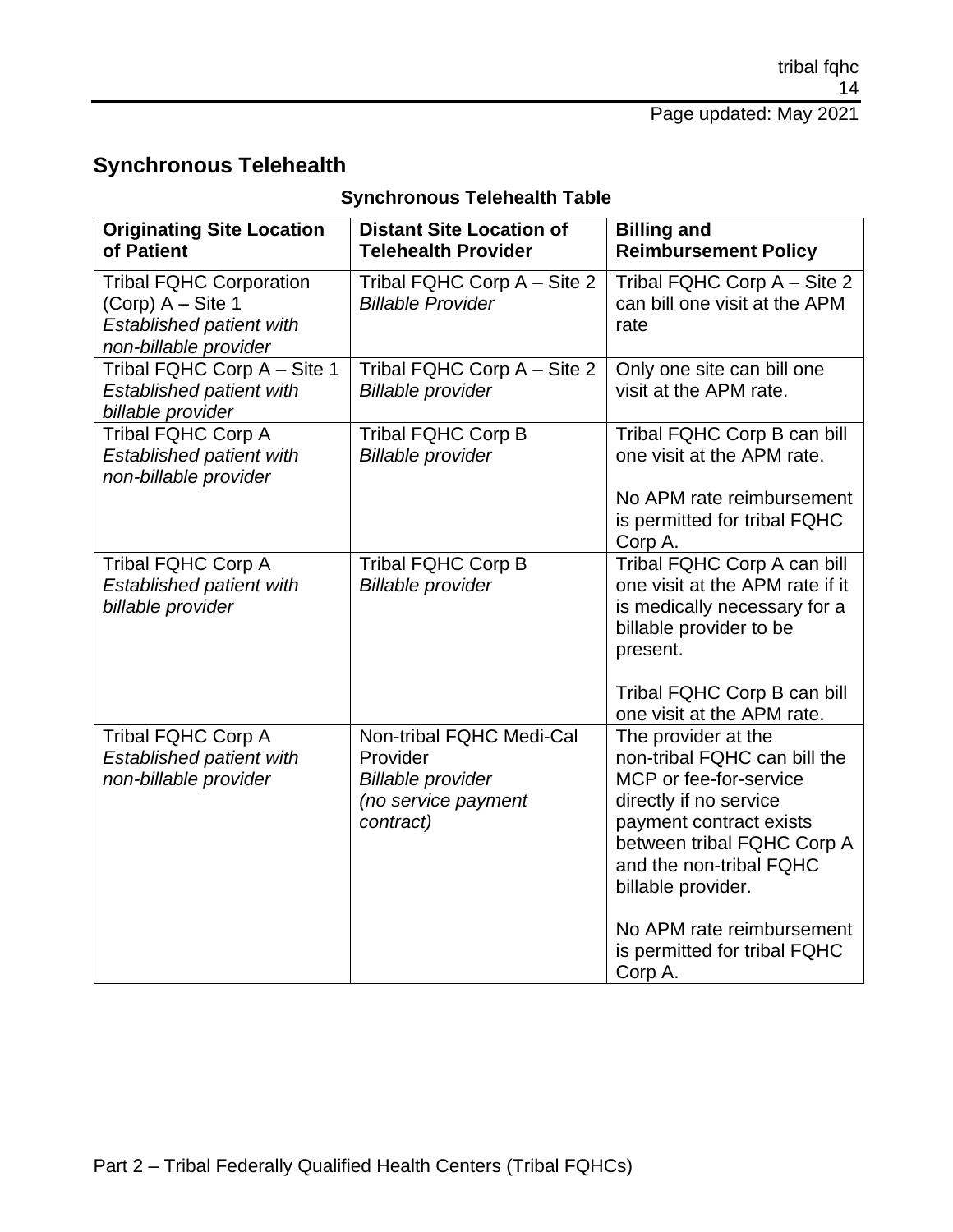## Synchronous Telehealth

**Synchronous Telehealth Table**

| Originating Site Location of Patient | Distant Site Location of Telehealth Provider | Billing and Reimbursement Policy |
|---|---|---|
| Tribal FQHC Corporation (Corp) A – Site 1 *Established patient with non-billable provider* | Tribal FQHC Corp A – Site 2 *Billable Provider* | Tribal FQHC Corp A – Site 2 can bill one visit at the APM rate |
| Tribal FQHC Corp A – Site 1 *Established patient with billable provider* | Tribal FQHC Corp A – Site 2 *Billable provider* | Only one site can bill one visit at the APM rate. |
| Tribal FQHC Corp A *Established patient with non-billable provider* | Tribal FQHC Corp B *Billable provider* | Tribal FQHC Corp B can bill one visit at the APM rate.<br><br>No APM rate reimbursement is permitted for tribal FQHC Corp A. |
| Tribal FQHC Corp A *Established patient with billable provider* | Tribal FQHC Corp B *Billable provider* | Tribal FQHC Corp A can bill one visit at the APM rate if it is medically necessary for a billable provider to be present.<br><br>Tribal FQHC Corp B can bill one visit at the APM rate. |
| Tribal FQHC Corp A *Established patient with non-billable provider* | Non-tribal FQHC Medi-Cal Provider *Billable provider* *(no service payment contract)* | The provider at the non-tribal FQHC can bill the MCP or fee-for-service directly if no service payment contract exists between tribal FQHC Corp A and the non-tribal FQHC billable provider.<br><br>No APM rate reimbursement is permitted for tribal FQHC Corp A. |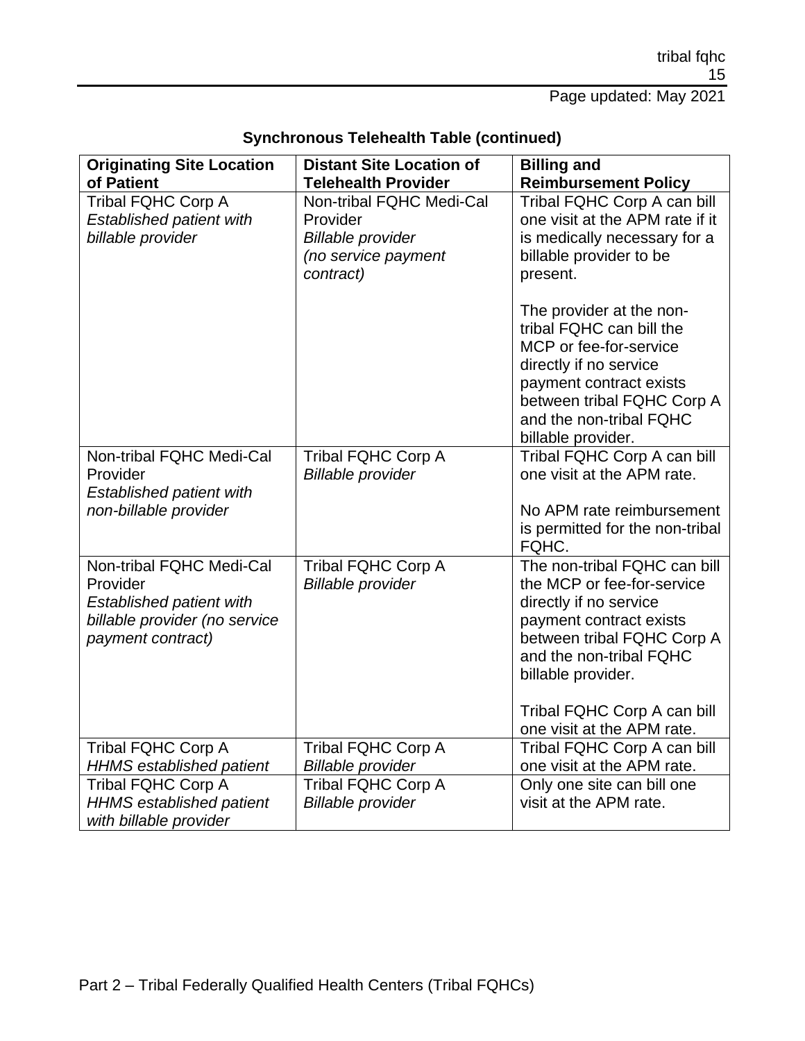**Synchronous Telehealth Table (continued)**

| Originating Site Location of Patient | Distant Site Location of Telehealth Provider | Billing and Reimbursement Policy |
|---|---|---|
| Tribal FQHC Corp A *Established patient with billable provider* | Non-tribal FQHC Medi-Cal Provider *Billable provider (no service payment contract)* | Tribal FQHC Corp A can bill one visit at the APM rate if it is medically necessary for a billable provider to be present.<br><br>The provider at the non-tribal FQHC can bill the MCP or fee-for-service directly if no service payment contract exists between tribal FQHC Corp A and the non-tribal FQHC billable provider. |
| Non-tribal FQHC Medi-Cal Provider *Established patient with non-billable provider* | Tribal FQHC Corp A *Billable provider* | Tribal FQHC Corp A can bill one visit at the APM rate.<br><br>No APM rate reimbursement is permitted for the non-tribal FQHC. |
| Non-tribal FQHC Medi-Cal Provider *Established patient with billable provider (no service payment contract)* | Tribal FQHC Corp A *Billable provider* | The non-tribal FQHC can bill the MCP or fee-for-service directly if no service payment contract exists between tribal FQHC Corp A and the non-tribal FQHC billable provider.<br><br>Tribal FQHC Corp A can bill one visit at the APM rate. |
| Tribal FQHC Corp A *HHMS established patient* | Tribal FQHC Corp A *Billable provider* | Tribal FQHC Corp A can bill one visit at the APM rate. |
| Tribal FQHC Corp A *HHMS established patient with billable provider* | Tribal FQHC Corp A *Billable provider* | Only one site can bill one visit at the APM rate. |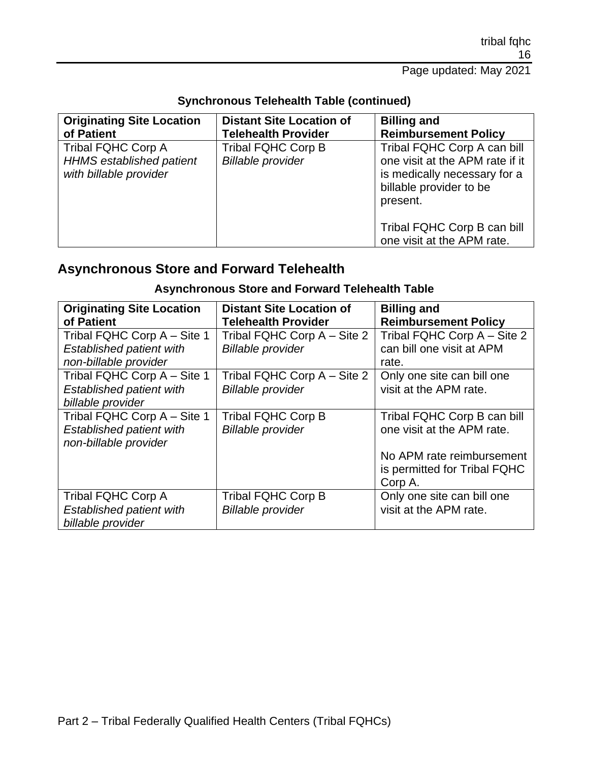**Synchronous Telehealth Table (continued)**

| Originating Site Location of Patient | Distant Site Location of Telehealth Provider | Billing and Reimbursement Policy |
|---|---|---|
| Tribal FQHC Corp A *HHMS established patient with billable provider* | Tribal FQHC Corp B *Billable provider* | Tribal FQHC Corp A can bill one visit at the APM rate if it is medically necessary for a billable provider to be present.<br><br>Tribal FQHC Corp B can bill one visit at the APM rate. |

## Asynchronous Store and Forward Telehealth

**Asynchronous Store and Forward Telehealth Table**

| Originating Site Location of Patient | Distant Site Location of Telehealth Provider | Billing and Reimbursement Policy |
|---|---|---|
| Tribal FQHC Corp A – Site 1 *Established patient with non-billable provider* | Tribal FQHC Corp A – Site 2 *Billable provider* | Tribal FQHC Corp A – Site 2 can bill one visit at APM rate. |
| Tribal FQHC Corp A – Site 1 *Established patient with billable provider* | Tribal FQHC Corp A – Site 2 *Billable provider* | Only one site can bill one visit at the APM rate. |
| Tribal FQHC Corp A – Site 1 *Established patient with non-billable provider* | Tribal FQHC Corp B *Billable provider* | Tribal FQHC Corp B can bill one visit at the APM rate.<br><br>No APM rate reimbursement is permitted for Tribal FQHC Corp A. |
| Tribal FQHC Corp A *Established patient with billable provider* | Tribal FQHC Corp B *Billable provider* | Only one site can bill one visit at the APM rate. |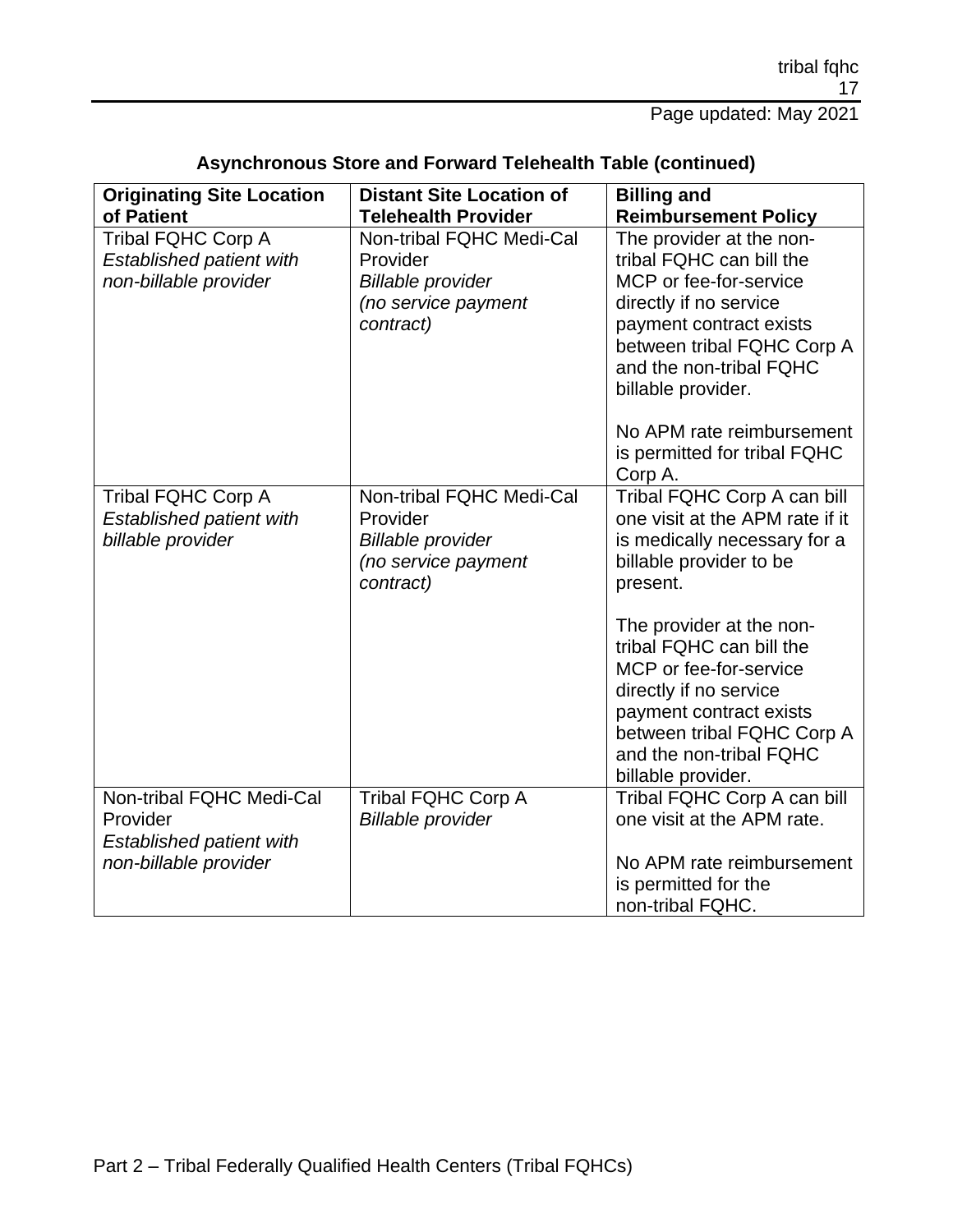**Asynchronous Store and Forward Telehealth Table (continued)**

| Originating Site Location of Patient | Distant Site Location of Telehealth Provider | Billing and Reimbursement Policy |
|---|---|---|
| Tribal FQHC Corp A *Established patient with non-billable provider* | Non-tribal FQHC Medi-Cal Provider *Billable provider (no service payment contract)* | The provider at the non-tribal FQHC can bill the MCP or fee-for-service directly if no service payment contract exists between tribal FQHC Corp A and the non-tribal FQHC billable provider.<br><br>No APM rate reimbursement is permitted for tribal FQHC Corp A. |
| Tribal FQHC Corp A *Established patient with billable provider* | Non-tribal FQHC Medi-Cal Provider *Billable provider (no service payment contract)* | Tribal FQHC Corp A can bill one visit at the APM rate if it is medically necessary for a billable provider to be present.<br><br>The provider at the non-tribal FQHC can bill the MCP or fee-for-service directly if no service payment contract exists between tribal FQHC Corp A and the non-tribal FQHC billable provider. |
| Non-tribal FQHC Medi-Cal Provider *Established patient with non-billable provider* | Tribal FQHC Corp A *Billable provider* | Tribal FQHC Corp A can bill one visit at the APM rate.<br><br>No APM rate reimbursement is permitted for the non-tribal FQHC. |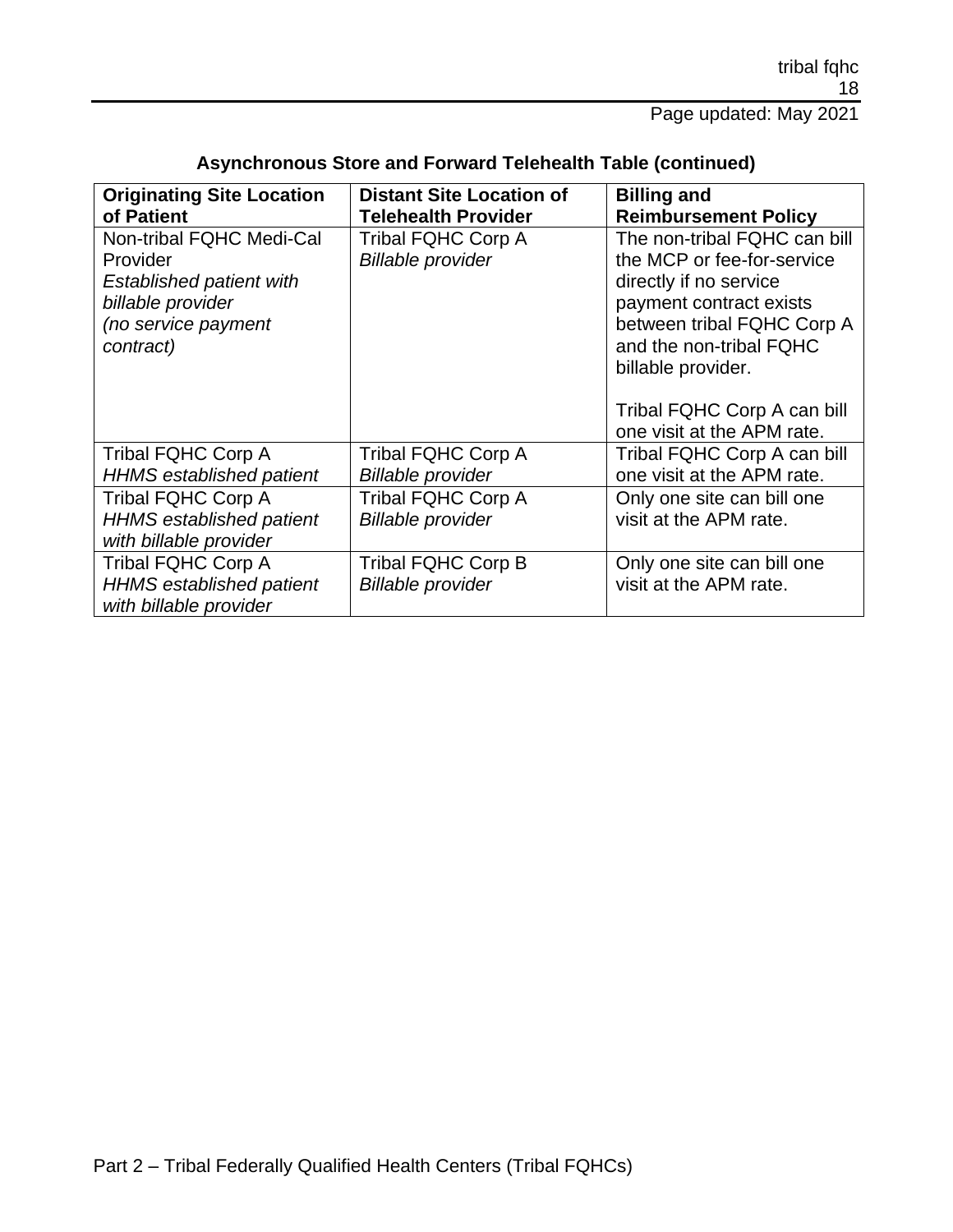**Asynchronous Store and Forward Telehealth Table (continued)**

| Originating Site Location of Patient | Distant Site Location of Telehealth Provider | Billing and Reimbursement Policy |
|---|---|---|
| Non-tribal FQHC Medi-Cal Provider *Established patient with billable provider* *(no service payment contract)* | Tribal FQHC Corp A *Billable provider* | The non-tribal FQHC can bill the MCP or fee-for-service directly if no service payment contract exists between tribal FQHC Corp A and the non-tribal FQHC billable provider. Tribal FQHC Corp A can bill one visit at the APM rate. |
| Tribal FQHC Corp A *HHMS established patient* | Tribal FQHC Corp A *Billable provider* | Tribal FQHC Corp A can bill one visit at the APM rate. |
| Tribal FQHC Corp A *HHMS established patient with billable provider* | Tribal FQHC Corp A *Billable provider* | Only one site can bill one visit at the APM rate. |
| Tribal FQHC Corp A *HHMS established patient with billable provider* | Tribal FQHC Corp B *Billable provider* | Only one site can bill one visit at the APM rate. |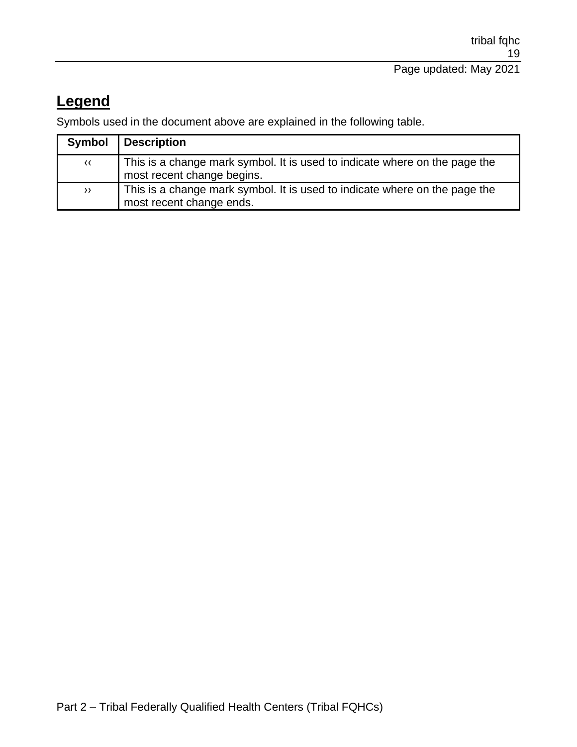## Legend

Symbols used in the document above are explained in the following table.

| Symbol | Description |
| --- | --- |
| ‹‹ | This is a change mark symbol. It is used to indicate where on the page the most recent change begins. |
| ›› | This is a change mark symbol. It is used to indicate where on the page the most recent change ends. |